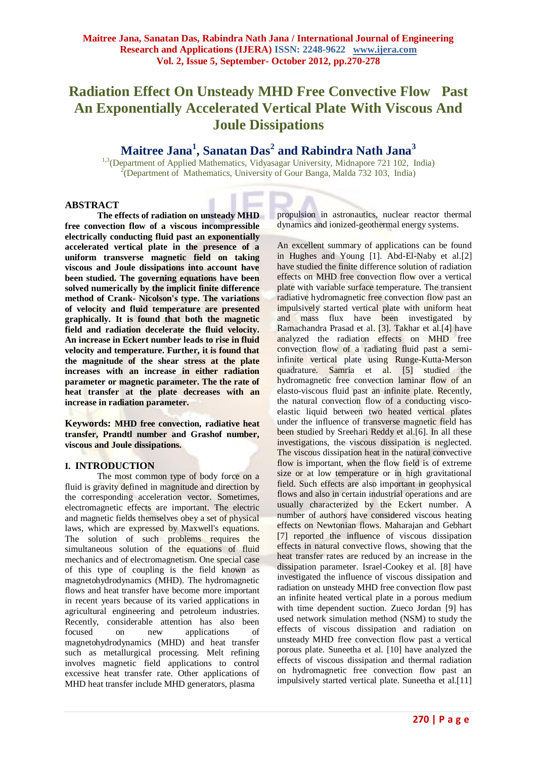# Radiation Effect On Unsteady MHD Free Convective Flow Past An Exponentially Accelerated Vertical Plate With Viscous And Joule Dissipations

## Maitree Jana[1], Sanatan Das[2] and Rabindra Nath Jana[3]

[1,3](Department of Applied Mathematics, Vidyasagar University, Midnapore 721 102, India)
[2](Department of Mathematics, University of Gour Banga, Malda 732 103, India)

## ABSTRACT

**The effects of radiation on unsteady MHD free convection flow of a viscous incompressible electrically conducting fluid past an exponentially accelerated vertical plate in the presence of a uniform transverse magnetic field on taking viscous and Joule dissipations into account have been studied. The governing equations have been solved numerically by the implicit finite difference method of Crank- Nicolson's type. The variations of velocity and fluid temperature are presented graphically. It is found that both the magnetic field and radiation decelerate the fluid velocity. An increase in Eckert number leads to rise in fluid velocity and temperature. Further, it is found that the magnitude of the shear stress at the plate increases with an increase in either radiation parameter or magnetic parameter. The rate of heat transfer at the plate decreases with an increase in radiation parameter.**

**Keywords: MHD free convection, radiative heat transfer, Prandtl number and Grashof number, viscous and Joule dissipations.**

## I. INTRODUCTION

The most common type of body force on a fluid is gravity defined in magnitude and direction by the corresponding acceleration vector. Sometimes, electromagnetic effects are important. The electric and magnetic fields themselves obey a set of physical laws, which are expressed by Maxwell's equations. The solution of such problems requires the simultaneous solution of the equations of fluid mechanics and of electromagnetism. One special case of this type of coupling is the field known as magnetohydrodynamics (MHD). The hydromagnetic flows and heat transfer have become more important in recent years because of its varied applications in agricultural engineering and petroleum industries. Recently, considerable attention has also been focused on new applications of magnetohydrodynamics (MHD) and heat transfer such as metallurgical processing. Melt refining involves magnetic field applications to control excessive heat transfer rate. Other applications of MHD heat transfer include MHD generators, plasma propulsion in astronautics, nuclear reactor thermal dynamics and ionized-geothermal energy systems.

An excellent summary of applications can be found in Hughes and Young [1]. Abd-El-Naby et al.[2] have studied the finite difference solution of radiation effects on MHD free convection flow over a vertical plate with variable surface temperature. The transient radiative hydromagnetic free convection flow past an impulsively started vertical plate with uniform heat and mass flux have been investigated by Ramachandra Prasad et al. [3]. Takhar et al.[4] have analyzed the radiation effects on MHD free convection flow of a radiating fluid past a semi-infinite vertical plate using Runge-Kutta-Merson quadrature. Samria et al. [5] studied the hydromagnetic free convection laminar flow of an elasto-viscous fluid past an infinite plate. Recently, the natural convection flow of a conducting visco-elastic liquid between two heated vertical plates under the influence of transverse magnetic field has been studied by Sreehari Reddy et al.[6]. In all these investigations, the viscous dissipation is neglected. The viscous dissipation heat in the natural convective flow is important, when the flow field is of extreme size or at low temperature or in high gravitational field. Such effects are also important in geophysical flows and also in certain industrial operations and are usually characterized by the Eckert number. A number of authors have considered viscous heating effects on Newtonian flows. Maharajan and Gebhart [7] reported the influence of viscous dissipation effects in natural convective flows, showing that the heat transfer rates are reduced by an increase in the dissipation parameter. Israel-Cookey et al. [8] have investigated the influence of viscous dissipation and radiation on unsteady MHD free convection flow past an infinite heated vertical plate in a porous medium with time dependent suction. Zueco Jordan [9] has used network simulation method (NSM) to study the effects of viscous dissipation and radiation on unsteady MHD free convection flow past a vertical porous plate. Suneetha et al. [10] have analyzed the effects of viscous dissipation and thermal radiation on hydromagnetic free convection flow past an impulsively started vertical plate. Suneetha et al.[11]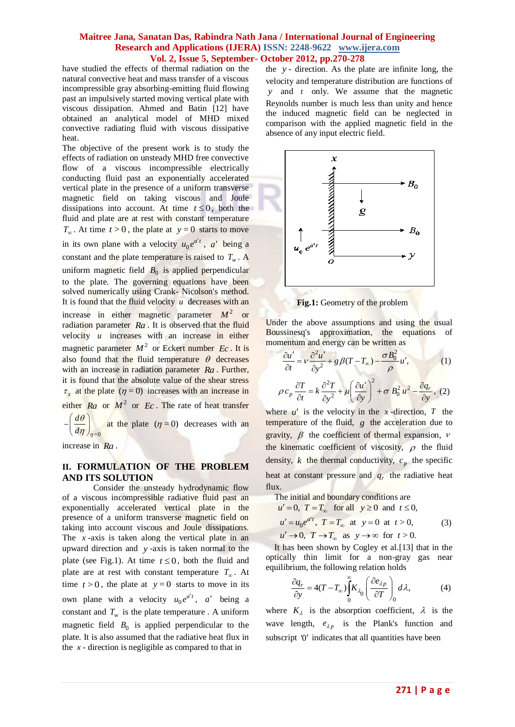have studied the effects of thermal radiation on the natural convective heat and mass transfer of a viscous incompressible gray absorbing-emitting fluid flowing past an impulsively started moving vertical plate with viscous dissipation. Ahmed and Batin [12] have obtained an analytical model of MHD mixed convective radiating fluid with viscous dissipative heat.

The objective of the present work is to study the effects of radiation on unsteady MHD free convective flow of a viscous incompressible electrically conducting fluid past an exponentially accelerated vertical plate in the presence of a uniform transverse magnetic field on taking viscous and Joule dissipations into account. At time $t \le 0$, both the fluid and plate are at rest with constant temperature $T_\infty$. At time $t > 0$, the plate at $y = 0$ starts to move in its own plane with a velocity $u_0 e^{a't}$, $a'$ being a constant and the plate temperature is raised to $T_w$. A uniform magnetic field $B_0$ is applied perpendicular to the plate. The governing equations have been solved numerically using Crank- Nicolson's method. It is found that the fluid velocity $u$ decreases with an increase in either magnetic parameter $M^2$ or radiation parameter $Ra$. It is observed that the fluid velocity $u$ increases with an increase in either magnetic parameter $M^2$ or Eckert number $Ec$. It is also found that the fluid temperature $\theta$ decreases with an increase in radiation parameter $Ra$. Further, it is found that the absolute value of the shear stress $\tau_x$ at the plate $(\eta = 0)$ increases with an increase in either $Ra$ or $M^2$ or $Ec$. The rate of heat transfer $-\left(\dfrac{d\theta}{d\eta}\right)_{\eta=0}$ at the plate $(\eta = 0)$ decreases with an increase in $Ra$.

## II. FORMULATION OF THE PROBLEM AND ITS SOLUTION

Consider the unsteady hydrodynamic flow of a viscous incompressible radiative fluid past an exponentially accelerated vertical plate in the presence of a uniform transverse magnetic field on taking into account viscous and Joule dissipations. The $x$-axis is taken along the vertical plate in an upward direction and $y$-axis is taken normal to the plate (see Fig.1). At time $t \le 0$, both the fluid and plate are at rest with constant temperature $T_\infty$. At time $t > 0$, the plate at $y = 0$ starts to move in its own plane with a velocity $u_0 e^{a't}$, $a'$ being a constant and $T_w$ is the plate temperature . A uniform magnetic field $B_0$ is applied perpendicular to the plate. It is also assumed that the radiative heat flux in the $x$ - direction is negligible as compared to that in the $y$ - direction. As the plate are infinite long, the velocity and temperature distribution are functions of $y$ and $t$ only. We assume that the magnetic Reynolds number is much less than unity and hence the induced magnetic field can be neglected in comparison with the applied magnetic field in the absence of any input electric field.

**Fig.1:** Geometry of the problem

Under the above assumptions and using the usual Boussinesq's approximation, the equations of momentum and energy can be written as

$$\frac{\partial u'}{\partial t} = \nu \frac{\partial^2 u'}{\partial y^2} + g\beta(T - T_\infty) - \frac{\sigma B_0^2}{\rho} u', \qquad (1)$$

$$\rho c_p \frac{\partial T}{\partial t} = k \frac{\partial^2 T}{\partial y^2} + \mu \left(\frac{\partial u'}{\partial y}\right)^2 + \sigma B_0^2 u^2 - \frac{\partial q_r}{\partial y}, \qquad (2)$$

where $u'$ is the velocity in the $x$-direction, $T$ the temperature of the fluid, $g$ the acceleration due to gravity, $\beta$ the coefficient of thermal expansion, $\nu$ the kinematic coefficient of viscosity, $\rho$ the fluid density, $k$ the thermal conductivity, $c_p$ the specific heat at constant pressure and $q_r$ the radiative heat flux.

The initial and boundary conditions are

$$\begin{aligned} &u' = 0,\ T = T_\infty \ \text{ for all } \ y \ge 0 \ \text{ and } \ t \le 0, \\ &u' = u_0 e^{a't},\ T = T_\infty \ \text{ at } \ y = 0 \ \text{ at } \ t > 0, \\ &u' \to 0,\ T \to T_\infty \ \text{ as } \ y \to \infty \ \text{ for } \ t > 0. \end{aligned} \qquad (3)$$

It has been shown by Cogley et al.[13] that in the optically thin limit for a non-gray gas near equilibrium, the following relation holds

$$\frac{\partial q_r}{\partial y} = 4(T - T_\infty)\int_0^\infty K_{\lambda_0} \left(\frac{\partial e_{\lambda p}}{\partial T}\right)_0 d\lambda, \qquad (4)$$

where $K_\lambda$ is the absorption coefficient, $\lambda$ is the wave length, $e_{\lambda p}$ is the Plank's function and subscript '0' indicates that all quantities have been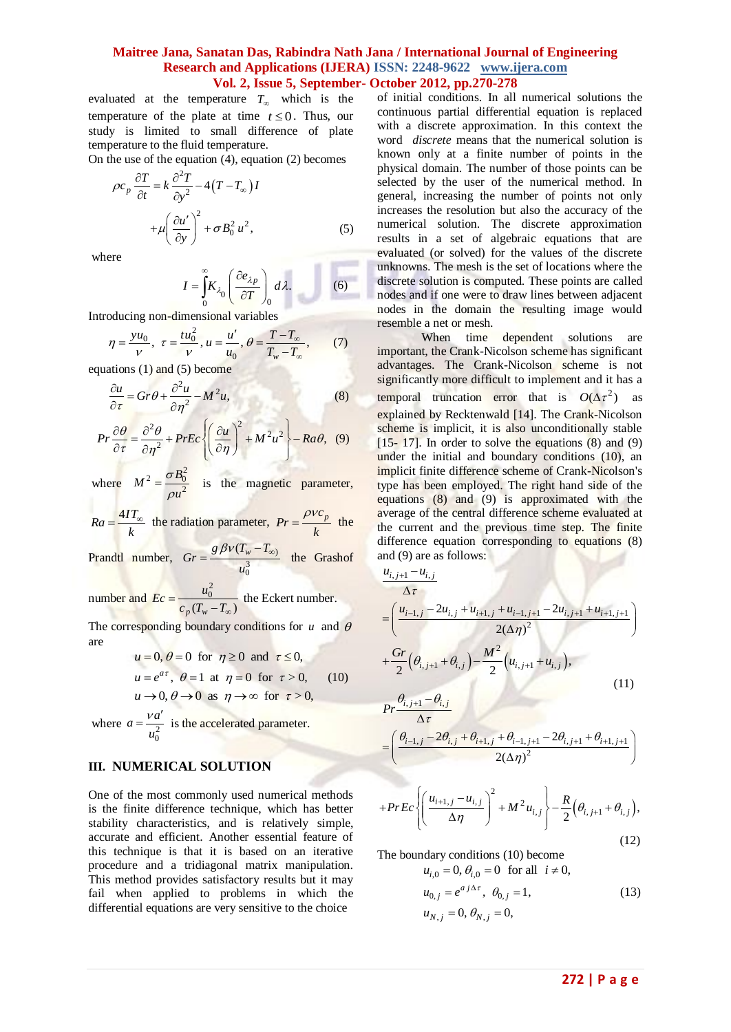evaluated at the temperature $T_\infty$ which is the temperature of the plate at time $t \le 0$. Thus, our study is limited to small difference of plate temperature to the fluid temperature.

On the use of the equation (4), equation (2) becomes

$$\rho c_p \frac{\partial T}{\partial t} = k\frac{\partial^2 T}{\partial y^2} - 4\left(T - T_\infty\right) I + \mu\left(\frac{\partial u'}{\partial y}\right)^2 + \sigma B_0^2 u^2, \quad (5)$$

where

$$I = \int_0^\infty K_{\lambda_0}\left(\frac{\partial e_{\lambda p}}{\partial T}\right)_0 d\lambda. \quad (6)$$

Introducing non-dimensional variables

$$\eta = \frac{y u_0}{\nu},\ \tau = \frac{t u_0^2}{\nu},\ u = \frac{u'}{u_0},\ \theta = \frac{T - T_\infty}{T_w - T_\infty}, \quad (7)$$

equations (1) and (5) become

$$\frac{\partial u}{\partial \tau} = Gr\,\theta + \frac{\partial^2 u}{\partial \eta^2} - M^2 u, \quad (8)$$

$$Pr\frac{\partial \theta}{\partial \tau} = \frac{\partial^2 \theta}{\partial \eta^2} + Pr\,Ec\left\{\left(\frac{\partial u}{\partial \eta}\right)^2 + M^2 u^2\right\} - Ra\,\theta, \quad (9)$$

where $M^2 = \dfrac{\sigma B_0^2}{\rho u^2}$ is the magnetic parameter, $Ra = \dfrac{4 I T_\infty}{k}$ the radiation parameter, $Pr = \dfrac{\rho \nu c_p}{k}$ the Prandtl number, $Gr = \dfrac{g\beta\nu(T_w - T_\infty)}{u_0^3}$ the Grashof number and $Ec = \dfrac{u_0^2}{c_p(T_w - T_\infty)}$ the Eckert number.

The corresponding boundary conditions for $u$ and $\theta$ are

$$\begin{aligned} &u = 0, \theta = 0 \ \text{ for } \ \eta \ge 0 \ \text{ and } \ \tau \le 0, \\ &u = e^{a\tau},\ \theta = 1 \ \text{ at } \ \eta = 0 \ \text{ for } \ \tau > 0, \\ &u \to 0, \theta \to 0 \ \text{ as } \ \eta \to \infty \ \text{ for } \ \tau > 0, \end{aligned} \quad (10)$$

where $a = \dfrac{\nu a'}{u_0^2}$ is the accelerated parameter.

## III. NUMERICAL SOLUTION

One of the most commonly used numerical methods is the finite difference technique, which has better stability characteristics, and is relatively simple, accurate and efficient. Another essential feature of this technique is that it is based on an iterative procedure and a tridiagonal matrix manipulation. This method provides satisfactory results but it may fail when applied to problems in which the differential equations are very sensitive to the choice of initial conditions. In all numerical solutions the continuous partial differential equation is replaced with a discrete approximation. In this context the word *discrete* means that the numerical solution is known only at a finite number of points in the physical domain. The number of those points can be selected by the user of the numerical method. In general, increasing the number of points not only increases the resolution but also the accuracy of the numerical solution. The discrete approximation results in a set of algebraic equations that are evaluated (or solved) for the values of the discrete unknowns. The mesh is the set of locations where the discrete solution is computed. These points are called nodes and if one were to draw lines between adjacent nodes in the domain the resulting image would resemble a net or mesh.

When time dependent solutions are important, the Crank-Nicolson scheme has significant advantages. The Crank-Nicolson scheme is not significantly more difficult to implement and it has a temporal truncation error that is $O(\Delta\tau^2)$ as explained by Recktenwald [14]. The Crank-Nicolson scheme is implicit, it is also unconditionally stable [15- 17]. In order to solve the equations (8) and (9) under the initial and boundary conditions (10), an implicit finite difference scheme of Crank-Nicolson's type has been employed. The right hand side of the equations (8) and (9) is approximated with the average of the central difference scheme evaluated at the current and the previous time step. The finite difference equation corresponding to equations (8) and (9) are as follows:

$$\begin{aligned} \frac{u_{i,j+1} - u_{i,j}}{\Delta\tau} &= \left(\frac{u_{i-1,j} - 2u_{i,j} + u_{i+1,j} + u_{i-1,j+1} - 2u_{i,j+1} + u_{i+1,j+1}}{2(\Delta\eta)^2}\right) \\ &+ \frac{Gr}{2}\left(\theta_{i,j+1} + \theta_{i,j}\right) - \frac{M^2}{2}\left(u_{i,j+1} + u_{i,j}\right), \end{aligned} \quad (11)$$

$$\begin{aligned} Pr\frac{\theta_{i,j+1} - \theta_{i,j}}{\Delta\tau} &= \left(\frac{\theta_{i-1,j} - 2\theta_{i,j} + \theta_{i+1,j} + \theta_{i-1,j+1} - 2\theta_{i,j+1} + \theta_{i+1,j+1}}{2(\Delta\eta)^2}\right) \\ &+ Pr\,Ec\left\{\left(\frac{u_{i+1,j} - u_{i,j}}{\Delta\eta}\right)^2 + M^2 u_{i,j}\right\} - \frac{R}{2}\left(\theta_{i,j+1} + \theta_{i,j}\right), \end{aligned} \quad (12)$$

The boundary conditions (10) become

$$\begin{aligned} &u_{i,0} = 0, \theta_{i,0} = 0 \ \text{ for all } \ i \ne 0, \\ &u_{0,j} = e^{a j \Delta\tau},\ \theta_{0,j} = 1, \\ &u_{N,j} = 0, \theta_{N,j} = 0, \end{aligned} \quad (13)$$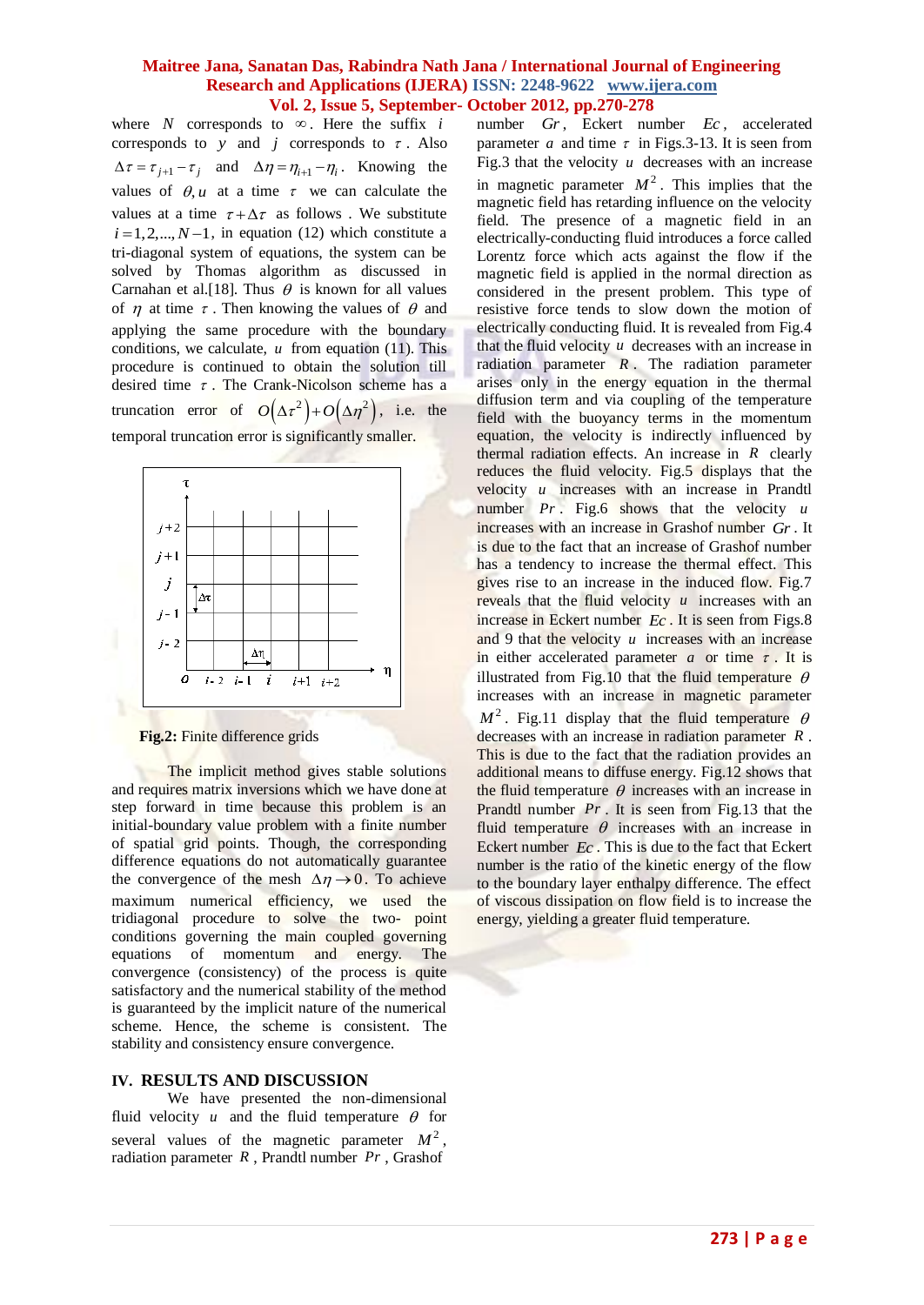where $N$ corresponds to $\infty$. Here the suffix $i$ corresponds to $y$ and $j$ corresponds to $\tau$. Also $\Delta\tau = \tau_{j+1} - \tau_j$ and $\Delta\eta = \eta_{i+1} - \eta_i$. Knowing the values of $\theta, u$ at a time $\tau$ we can calculate the values at a time $\tau + \Delta\tau$ as follows. We substitute $i = 1, 2, ..., N-1$, in equation (12) which constitute a tri-diagonal system of equations, the system can be solved by Thomas algorithm as discussed in Carnahan et al.[18]. Thus $\theta$ is known for all values of $\eta$ at time $\tau$. Then knowing the values of $\theta$ and applying the same procedure with the boundary conditions, we calculate, $u$ from equation (11). This procedure is continued to obtain the solution till desired time $\tau$. The Crank-Nicolson scheme has a truncation error of $O(\Delta\tau^2) + O(\Delta\eta^2)$, i.e. the temporal truncation error is significantly smaller.

**Fig.2:** Finite difference grids

The implicit method gives stable solutions and requires matrix inversions which we have done at step forward in time because this problem is an initial-boundary value problem with a finite number of spatial grid points. Though, the corresponding difference equations do not automatically guarantee the convergence of the mesh $\Delta\eta \to 0$. To achieve maximum numerical efficiency, we used the tridiagonal procedure to solve the two- point conditions governing the main coupled governing equations of momentum and energy. The convergence (consistency) of the process is quite satisfactory and the numerical stability of the method is guaranteed by the implicit nature of the numerical scheme. Hence, the scheme is consistent. The stability and consistency ensure convergence.

## IV. RESULTS AND DISCUSSION

We have presented the non-dimensional fluid velocity $u$ and the fluid temperature $\theta$ for several values of the magnetic parameter $M^2$, radiation parameter $R$, Prandtl number $Pr$, Grashof number $Gr$, Eckert number $Ec$, accelerated parameter $a$ and time $\tau$ in Figs.3-13. It is seen from Fig.3 that the velocity $u$ decreases with an increase in magnetic parameter $M^2$. This implies that the magnetic field has retarding influence on the velocity field. The presence of a magnetic field in an electrically-conducting fluid introduces a force called Lorentz force which acts against the flow if the magnetic field is applied in the normal direction as considered in the present problem. This type of resistive force tends to slow down the motion of electrically conducting fluid. It is revealed from Fig.4 that the fluid velocity $u$ decreases with an increase in radiation parameter $R$. The radiation parameter arises only in the energy equation in the thermal diffusion term and via coupling of the temperature field with the buoyancy terms in the momentum equation, the velocity is indirectly influenced by thermal radiation effects. An increase in $R$ clearly reduces the fluid velocity. Fig.5 displays that the velocity $u$ increases with an increase in Prandtl number $Pr$. Fig.6 shows that the velocity $u$ increases with an increase in Grashof number $Gr$. It is due to the fact that an increase of Grashof number has a tendency to increase the thermal effect. This gives rise to an increase in the induced flow. Fig.7 reveals that the fluid velocity $u$ increases with an increase in Eckert number $Ec$. It is seen from Figs.8 and 9 that the velocity $u$ increases with an increase in either accelerated parameter $a$ or time $\tau$. It is illustrated from Fig.10 that the fluid temperature $\theta$ increases with an increase in magnetic parameter $M^2$. Fig.11 display that the fluid temperature $\theta$ decreases with an increase in radiation parameter $R$. This is due to the fact that the radiation provides an additional means to diffuse energy. Fig.12 shows that the fluid temperature $\theta$ increases with an increase in Prandtl number $Pr$. It is seen from Fig.13 that the fluid temperature $\theta$ increases with an increase in Eckert number $Ec$. This is due to the fact that Eckert number is the ratio of the kinetic energy of the flow to the boundary layer enthalpy difference. The effect of viscous dissipation on flow field is to increase the energy, yielding a greater fluid temperature.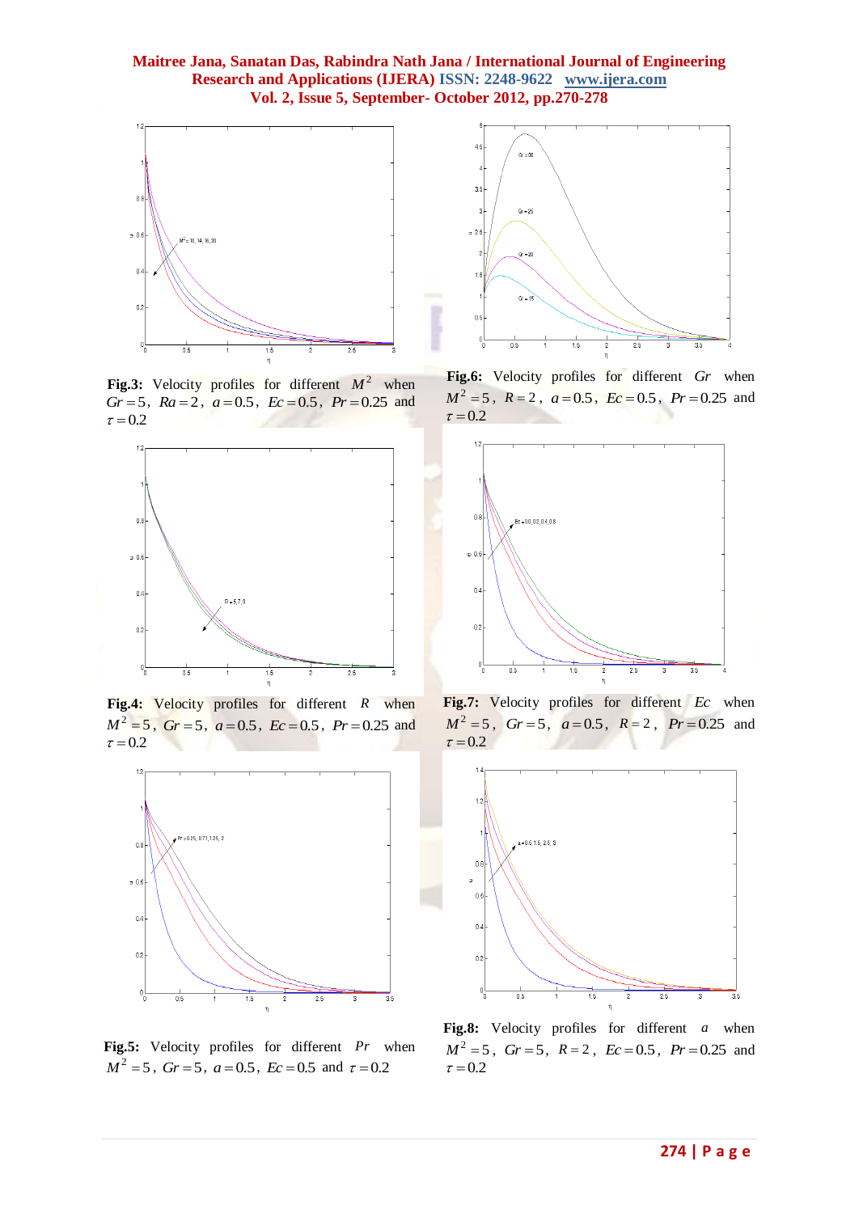**Fig.3:** Velocity profiles for different $M^2$ when $Gr=5$, $Ra=2$, $a=0.5$, $Ec=0.5$, $Pr=0.25$ and $\tau=0.2$

**Fig.6:** Velocity profiles for different $Gr$ when $M^2=5$, $R=2$, $a=0.5$, $Ec=0.5$, $Pr=0.25$ and $\tau=0.2$

**Fig.4:** Velocity profiles for different $R$ when $M^2=5$, $Gr=5$, $a=0.5$, $Ec=0.5$, $Pr=0.25$ and $\tau=0.2$

**Fig.7:** Velocity profiles for different $Ec$ when $M^2=5$, $Gr=5$, $a=0.5$, $R=2$, $Pr=0.25$ and $\tau=0.2$

**Fig.5:** Velocity profiles for different $Pr$ when $M^2=5$, $Gr=5$, $a=0.5$, $Ec=0.5$ and $\tau=0.2$

**Fig.8:** Velocity profiles for different $a$ when $M^2=5$, $Gr=5$, $R=2$, $Ec=0.5$, $Pr=0.25$ and $\tau=0.2$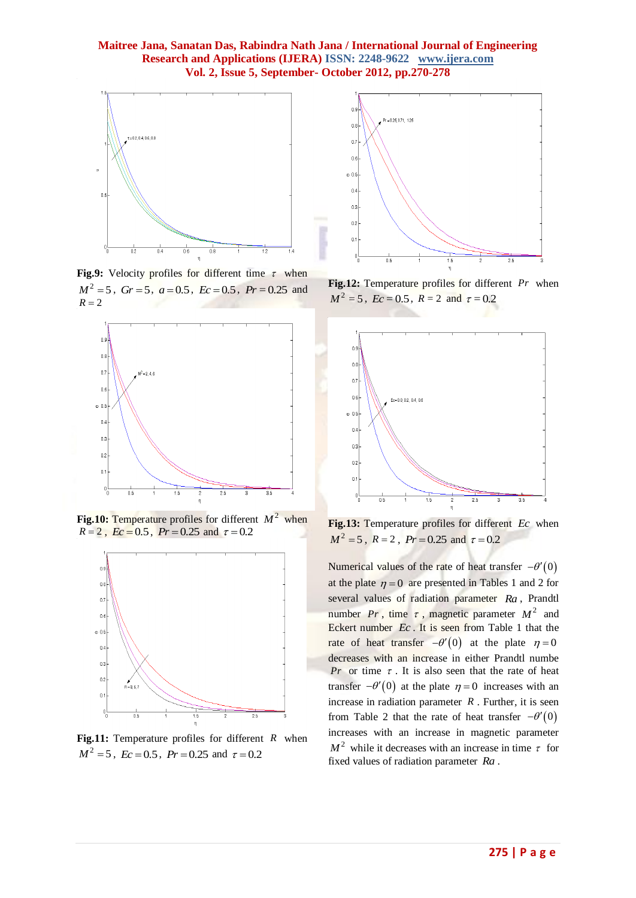**Fig.9:** Velocity profiles for different time $\tau$ when $M^2 = 5$, $Gr = 5$, $a = 0.5$, $Ec = 0.5$, $Pr = 0.25$ and $R = 2$

**Fig.10:** Temperature profiles for different $M^2$ when $R = 2$, $Ec = 0.5$, $Pr = 0.25$ and $\tau = 0.2$

**Fig.11:** Temperature profiles for different $R$ when $M^2 = 5$, $Ec = 0.5$, $Pr = 0.25$ and $\tau = 0.2$

**Fig.12:** Temperature profiles for different $Pr$ when $M^2 = 5$, $Ec = 0.5$, $R = 2$ and $\tau = 0.2$

**Fig.13:** Temperature profiles for different $Ec$ when $M^2 = 5$, $R = 2$, $Pr = 0.25$ and $\tau = 0.2$

Numerical values of the rate of heat transfer $-\theta'(0)$ at the plate $\eta = 0$ are presented in Tables 1 and 2 for several values of radiation parameter $Ra$, Prandtl number $Pr$, time $\tau$, magnetic parameter $M^2$ and Eckert number $Ec$. It is seen from Table 1 that the rate of heat transfer $-\theta'(0)$ at the plate $\eta = 0$ decreases with an increase in either Prandtl numbe $Pr$ or time $\tau$. It is also seen that the rate of heat transfer $-\theta'(0)$ at the plate $\eta = 0$ increases with an increase in radiation parameter $R$. Further, it is seen from Table 2 that the rate of heat transfer $-\theta'(0)$ increases with an increase in magnetic parameter $M^2$ while it decreases with an increase in time $\tau$ for fixed values of radiation parameter $Ra$.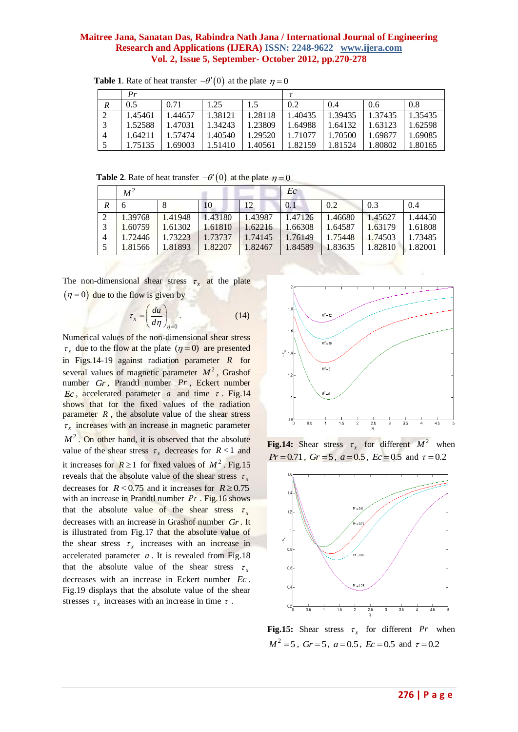**Table 1**. Rate of heat transfer $-\theta'(0)$ at the plate $\eta = 0$

| | $Pr$ | | | | $\tau$ | | | |
|---|---|---|---|---|---|---|---|---|
| $R$ | 0.5 | 0.71 | 1.25 | 1.5 | 0.2 | 0.4 | 0.6 | 0.8 |
| 2 | 1.45461 | 1.44657 | 1.38121 | 1.28118 | 1.40435 | 1.39435 | 1.37435 | 1.35435 |
| 3 | 1.52588 | 1.47031 | 1.34243 | 1.23809 | 1.64988 | 1.64132 | 1.63123 | 1.62598 |
| 4 | 1.64211 | 1.57474 | 1.40540 | 1.29520 | 1.71077 | 1.70500 | 1.69877 | 1.69085 |
| 5 | 1.75135 | 1.69003 | 1.51410 | 1.40561 | 1.82159 | 1.81524 | 1.80802 | 1.80165 |

**Table 2**. Rate of heat transfer $-\theta'(0)$ at the plate $\eta = 0$

| | $M^2$ | | | | $Ec$ | | | |
|---|---|---|---|---|---|---|---|---|
| $R$ | 6 | 8 | 10 | 12 | 0.1 | 0.2 | 0.3 | 0.4 |
| 2 | 1.39768 | 1.41948 | 1.43180 | 1.43987 | 1.47126 | 1.46680 | 1.45627 | 1.44450 |
| 3 | 1.60759 | 1.61302 | 1.61810 | 1.62216 | 1.66308 | 1.64587 | 1.63179 | 1.61808 |
| 4 | 1.72446 | 1.73223 | 1.73737 | 1.74145 | 1.76149 | 1.75448 | 1.74503 | 1.73485 |
| 5 | 1.81566 | 1.81893 | 1.82207 | 1.82467 | 1.84589 | 1.83635 | 1.82810 | 1.82001 |

The non-dimensional shear stress $\tau_x$ at the plate $(\eta = 0)$ due to the flow is given by

$$\tau_x = \left(\frac{du}{d\eta}\right)_{\eta=0}. \qquad (14)$$

Numerical values of the non-dimensional shear stress $\tau_x$ due to the flow at the plate $(\eta = 0)$ are presented in Figs.14-19 against radiation parameter $R$ for several values of magnetic parameter $M^2$, Grashof number $Gr$, Prandtl number $Pr$, Eckert number $Ec$, accelerated parameter $a$ and time $\tau$. Fig.14 shows that for the fixed values of the radiation parameter $R$, the absolute value of the shear stress $\tau_x$ increases with an increase in magnetic parameter $M^2$. On other hand, it is observed that the absolute value of the shear stress $\tau_x$ decreases for $R < 1$ and it increases for $R \geq 1$ for fixed values of $M^2$. Fig.15 reveals that the absolute value of the shear stress $\tau_x$ decreases for $R < 0.75$ and it increases for $R \geq 0.75$ with an increase in Prandtl number $Pr$. Fig.16 shows that the absolute value of the shear stress $\tau_x$ decreases with an increase in Grashof number $Gr$. It is illustrated from Fig.17 that the absolute value of the shear stress $\tau_x$ increases with an increase in accelerated parameter $a$. It is revealed from Fig.18 that the absolute value of the shear stress $\tau_x$ decreases with an increase in Eckert number $Ec$. Fig.19 displays that the absolute value of the shear stresses $\tau_x$ increases with an increase in time $\tau$.

**Fig.14:** Shear stress $\tau_x$ for different $M^2$ when $Pr = 0.71$, $Gr = 5$, $a = 0.5$, $Ec = 0.5$ and $\tau = 0.2$

**Fig.15:** Shear stress $\tau_x$ for different $Pr$ when $M^2 = 5$, $Gr = 5$, $a = 0.5$, $Ec = 0.5$ and $\tau = 0.2$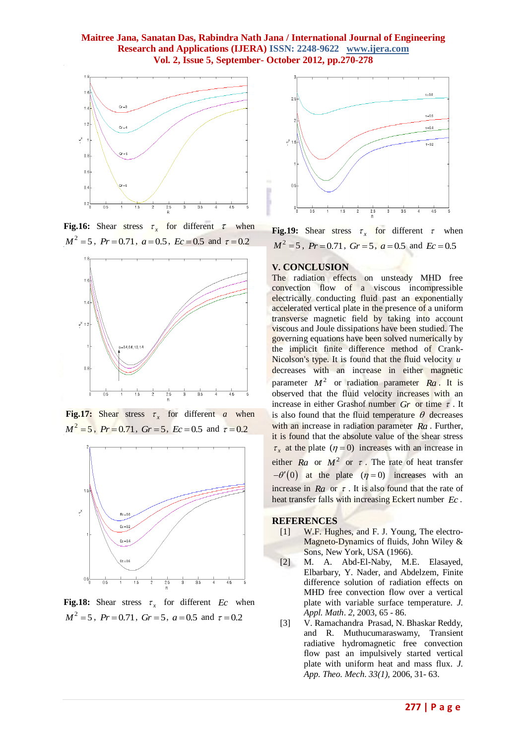**Fig.16:** Shear stress $\tau_x$ for different $\tau$ when $M^2=5$, $Pr=0.71$, $a=0.5$, $Ec=0.5$ and $\tau=0.2$

**Fig.17:** Shear stress $\tau_x$ for different $a$ when $M^2=5$, $Pr=0.71$, $Gr=5$, $Ec=0.5$ and $\tau=0.2$

**Fig.18:** Shear stress $\tau_x$ for different $Ec$ when $M^2=5$, $Pr=0.71$, $Gr=5$, $a=0.5$ and $\tau=0.2$

**Fig.19:** Shear stress $\tau_x$ for different $\tau$ when $M^2=5$, $Pr=0.71$, $Gr=5$, $a=0.5$ and $Ec=0.5$

## V. CONCLUSION

The radiation effects on unsteady MHD free convection flow of a viscous incompressible electrically conducting fluid past an exponentially accelerated vertical plate in the presence of a uniform transverse magnetic field by taking into account viscous and Joule dissipations have been studied. The governing equations have been solved numerically by the implicit finite difference method of Crank-Nicolson's type. It is found that the fluid velocity $u$ decreases with an increase in either magnetic parameter $M^2$ or radiation parameter $Ra$. It is observed that the fluid velocity increases with an increase in either Grashof number $Gr$ or time $\tau$. It is also found that the fluid temperature $\theta$ decreases with an increase in radiation parameter $Ra$. Further, it is found that the absolute value of the shear stress $\tau_x$ at the plate $(\eta=0)$ increases with an increase in either $Ra$ or $M^2$ or $\tau$. The rate of heat transfer $-\theta'(0)$ at the plate $(\eta=0)$ increases with an increase in $Ra$ or $\tau$. It is also found that the rate of heat transfer falls with increasing Eckert number $Ec$.

## REFERENCES

[1] W.F. Hughes, and F. J. Young, The electro-Magneto-Dynamics of fluids, John Wiley & Sons, New York, USA (1966).

[2] M. A. Abd-El-Naby, M.E. Elasayed, Elbarbary, Y. Nader, and Abdelzem, Finite difference solution of radiation effects on MHD free convection flow over a vertical plate with variable surface temperature. *J. Appl. Math*. *2*, 2003, 65 - 86.

[3] V. Ramachandra Prasad, N. Bhaskar Reddy, and R. Muthucumaraswamy, Transient radiative hydromagnetic free convection flow past an impulsively started vertical plate with uniform heat and mass flux. *J. App. Theo. Mech. 33(1),* 2006, 31- 63.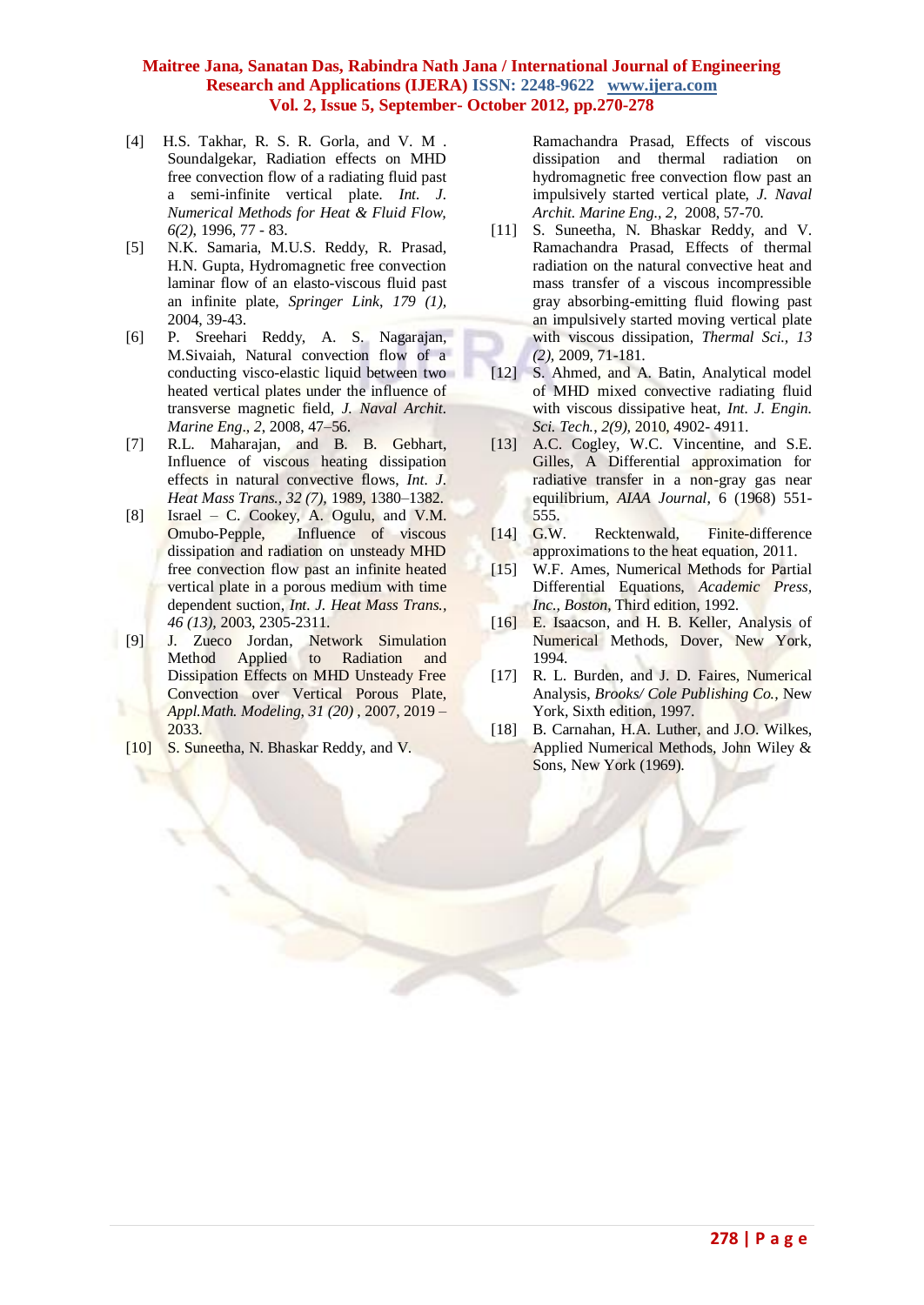[4] H.S. Takhar, R. S. R. Gorla, and V. M . Soundalgekar, Radiation effects on MHD free convection flow of a radiating fluid past a semi-infinite vertical plate. *Int. J. Numerical Methods for Heat & Fluid Flow, 6(2),* 1996, 77 - 83.

[5] N.K. Samaria, M.U.S. Reddy, R. Prasad, H.N. Gupta, Hydromagnetic free convection laminar flow of an elasto-viscous fluid past an infinite plate, *Springer Link*, *179 (1),* 2004, 39-43.

[6] P. Sreehari Reddy, A. S. Nagarajan, M.Sivaiah, Natural convection flow of a conducting visco-elastic liquid between two heated vertical plates under the influence of transverse magnetic field, *J. Naval Archit. Marine Eng*., *2*, 2008, 47–56.

[7] R.L. Maharajan, and B. B. Gebhart, Influence of viscous heating dissipation effects in natural convective flows, *Int. J. Heat Mass Trans., 32 (7),* 1989, 1380–1382.

[8] Israel – C. Cookey, A. Ogulu, and V.M. Omubo-Pepple, Influence of viscous dissipation and radiation on unsteady MHD free convection flow past an infinite heated vertical plate in a porous medium with time dependent suction, *Int. J. Heat Mass Trans., 46 (13),* 2003, 2305-2311.

[9] J. Zueco Jordan, Network Simulation Method Applied to Radiation and Dissipation Effects on MHD Unsteady Free Convection over Vertical Porous Plate, *Appl.Math. Modeling, 31 (20)* , 2007, 2019 – 2033.

[10] S. Suneetha, N. Bhaskar Reddy, and V. Ramachandra Prasad, Effects of viscous dissipation and thermal radiation on hydromagnetic free convection flow past an impulsively started vertical plate, *J. Naval Archit. Marine Eng., 2,* 2008, 57-70.

[11] S. Suneetha, N. Bhaskar Reddy, and V. Ramachandra Prasad, Effects of thermal radiation on the natural convective heat and mass transfer of a viscous incompressible gray absorbing-emitting fluid flowing past an impulsively started moving vertical plate with viscous dissipation, *Thermal Sci., 13 (2),* 2009, 71-181.

[12] S. Ahmed, and A. Batin, Analytical model of MHD mixed convective radiating fluid with viscous dissipative heat, *Int. J. Engin. Sci. Tech., 2(9),* 2010, 4902- 4911.

[13] A.C. Cogley, W.C. Vincentine, and S.E. Gilles, A Differential approximation for radiative transfer in a non-gray gas near equilibrium, *AIAA Journal*, 6 (1968) 551-555.

[14] G.W. Recktenwald, Finite-difference approximations to the heat equation, 2011.

[15] W.F. Ames, Numerical Methods for Partial Differential Equations, *Academic Press, Inc., Boston*, Third edition, 1992.

[16] E. Isaacson, and H. B. Keller, Analysis of Numerical Methods, Dover, New York, 1994.

[17] R. L. Burden, and J. D. Faires, Numerical Analysis, *Brooks/ Cole Publishing Co.*, New York, Sixth edition, 1997.

[18] B. Carnahan, H.A. Luther, and J.O. Wilkes, Applied Numerical Methods, John Wiley & Sons, New York (1969).